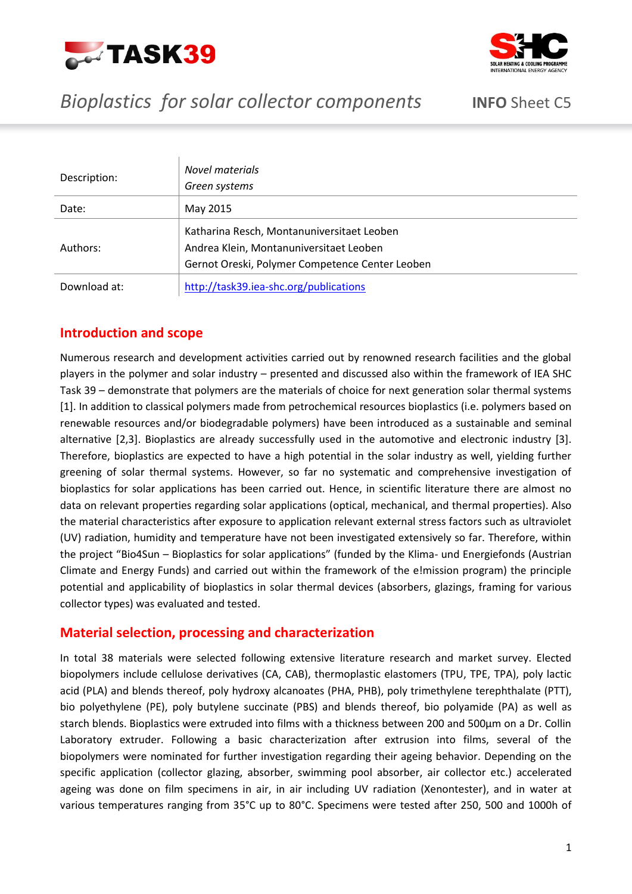# Bioplastics for solar collector components

**INFO** Sheet C5

| | |
|---|---|
| Description: | *Novel materials*<br>*Green systems* |
| Date: | May 2015 |
| Authors: | Katharina Resch, Montanuniversitaet Leoben<br>Andrea Klein, Montanuniversitaet Leoben<br>Gernot Oreski, Polymer Competence Center Leoben |
| Download at: | http://task39.iea-shc.org/publications |

## Introduction and scope

Numerous research and development activities carried out by renowned research facilities and the global players in the polymer and solar industry – presented and discussed also within the framework of IEA SHC Task 39 – demonstrate that polymers are the materials of choice for next generation solar thermal systems [1]. In addition to classical polymers made from petrochemical resources bioplastics (i.e. polymers based on renewable resources and/or biodegradable polymers) have been introduced as a sustainable and seminal alternative [2,3]. Bioplastics are already successfully used in the automotive and electronic industry [3]. Therefore, bioplastics are expected to have a high potential in the solar industry as well, yielding further greening of solar thermal systems. However, so far no systematic and comprehensive investigation of bioplastics for solar applications has been carried out. Hence, in scientific literature there are almost no data on relevant properties regarding solar applications (optical, mechanical, and thermal properties). Also the material characteristics after exposure to application relevant external stress factors such as ultraviolet (UV) radiation, humidity and temperature have not been investigated extensively so far. Therefore, within the project "Bio4Sun – Bioplastics for solar applications" (funded by the Klima- und Energiefonds (Austrian Climate and Energy Funds) and carried out within the framework of the e!mission program) the principle potential and applicability of bioplastics in solar thermal devices (absorbers, glazings, framing for various collector types) was evaluated and tested.

## Material selection, processing and characterization

In total 38 materials were selected following extensive literature research and market survey. Elected biopolymers include cellulose derivatives (CA, CAB), thermoplastic elastomers (TPU, TPE, TPA), poly lactic acid (PLA) and blends thereof, poly hydroxy alcanoates (PHA, PHB), poly trimethylene terephthalate (PTT), bio polyethylene (PE), poly butylene succinate (PBS) and blends thereof, bio polyamide (PA) as well as starch blends. Bioplastics were extruded into films with a thickness between 200 and 500µm on a Dr. Collin Laboratory extruder. Following a basic characterization after extrusion into films, several of the biopolymers were nominated for further investigation regarding their ageing behavior. Depending on the specific application (collector glazing, absorber, swimming pool absorber, air collector etc.) accelerated ageing was done on film specimens in air, in air including UV radiation (Xenontester), and in water at various temperatures ranging from 35°C up to 80°C. Specimens were tested after 250, 500 and 1000h of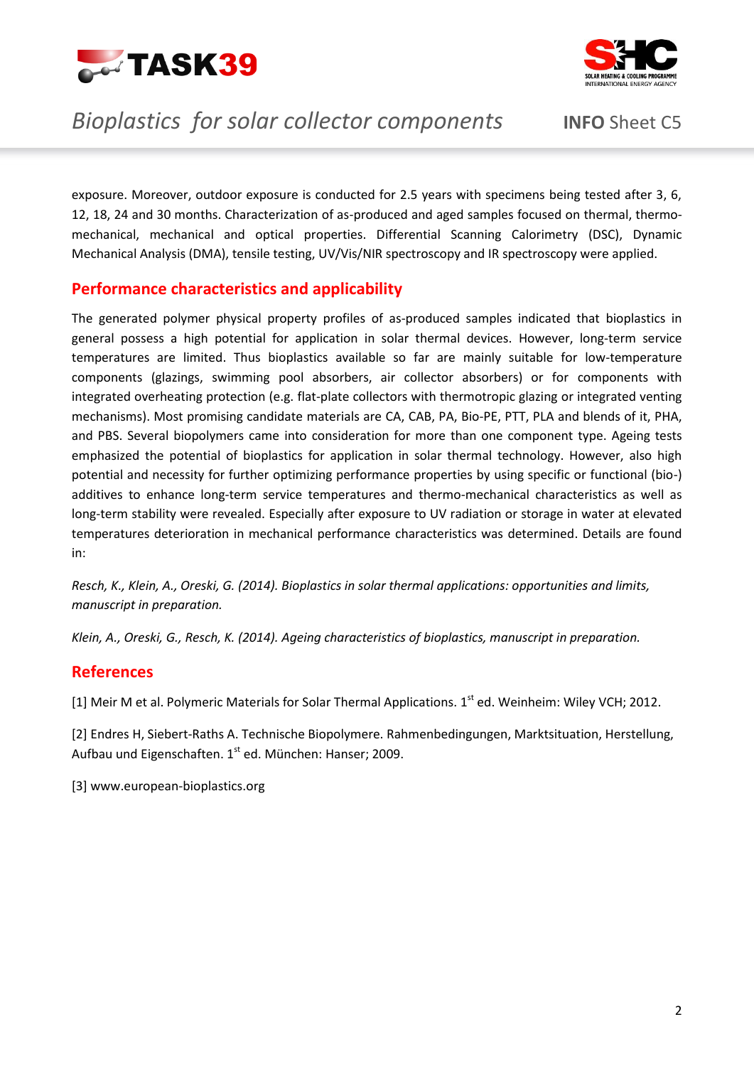exposure. Moreover, outdoor exposure is conducted for 2.5 years with specimens being tested after 3, 6, 12, 18, 24 and 30 months. Characterization of as-produced and aged samples focused on thermal, thermo-mechanical, mechanical and optical properties. Differential Scanning Calorimetry (DSC), Dynamic Mechanical Analysis (DMA), tensile testing, UV/Vis/NIR spectroscopy and IR spectroscopy were applied.

## Performance characteristics and applicability

The generated polymer physical property profiles of as-produced samples indicated that bioplastics in general possess a high potential for application in solar thermal devices. However, long-term service temperatures are limited. Thus bioplastics available so far are mainly suitable for low-temperature components (glazings, swimming pool absorbers, air collector absorbers) or for components with integrated overheating protection (e.g. flat-plate collectors with thermotropic glazing or integrated venting mechanisms). Most promising candidate materials are CA, CAB, PA, Bio-PE, PTT, PLA and blends of it, PHA, and PBS. Several biopolymers came into consideration for more than one component type. Ageing tests emphasized the potential of bioplastics for application in solar thermal technology. However, also high potential and necessity for further optimizing performance properties by using specific or functional (bio-) additives to enhance long-term service temperatures and thermo-mechanical characteristics as well as long-term stability were revealed. Especially after exposure to UV radiation or storage in water at elevated temperatures deterioration in mechanical performance characteristics was determined. Details are found in:

*Resch, K., Klein, A., Oreski, G. (2014). Bioplastics in solar thermal applications: opportunities and limits, manuscript in preparation.*

*Klein, A., Oreski, G., Resch, K. (2014). Ageing characteristics of bioplastics, manuscript in preparation.*

## References

[1] Meir M et al. Polymeric Materials for Solar Thermal Applications. 1st ed. Weinheim: Wiley VCH; 2012.

[2] Endres H, Siebert-Raths A. Technische Biopolymere. Rahmenbedingungen, Marktsituation, Herstellung, Aufbau und Eigenschaften. 1st ed. München: Hanser; 2009.

[3] www.european-bioplastics.org